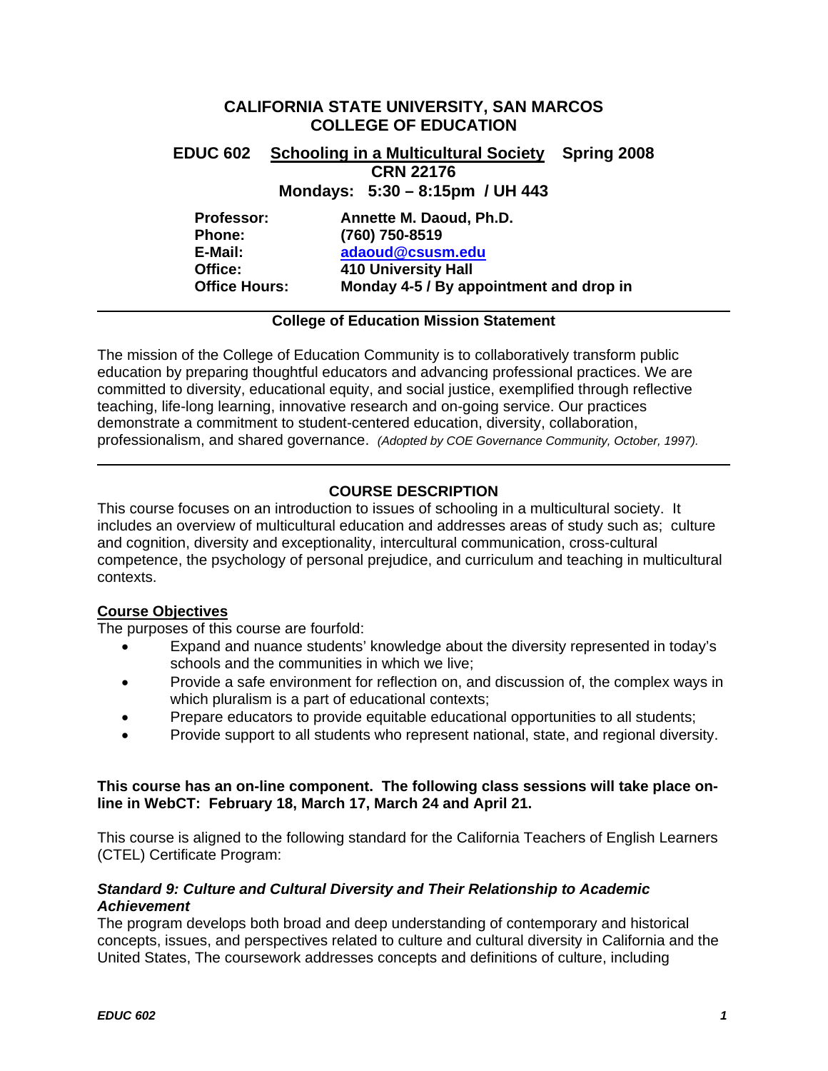# CALIFORNIA STATE UNIVERSITY, SAN MARCOS
# COLLEGE OF EDUCATION

**EDUCÂ 602** **Schooling in a Multicultural Society** **Spring 2008**

**CRN 22176**

**Mondays: 5:30 – 8:15pm / UH 443**

| | |
|---|---|
| **Professor:** | **Annette M. Daoud, Ph.D.** |
| **Phone:** | **(760) 750-8519** |
| **E-Mail:** | **adaoud@csusm.edu** |
| **Office:** | **410 University Hall** |
| **Office Hours:** | **Monday 4-5 / By appointment and drop in** |

---

**College of Education Mission Statement**

The mission of the College of Education Community is to collaboratively transform public education by preparing thoughtful educators and advancing professional practices. We are committed to diversity, educational equity, and social justice, exemplified through reflective teaching, life-long learning, innovative research and on-going service. Our practices demonstrate a commitment to student-centered education, diversity, collaboration, professionalism, and shared governance. *(Adopted by COE Governance Community, October, 1997).*

---

## COURSE DESCRIPTION

This course focuses on an introduction to issues of schooling in a multicultural society. It includes an overview of multicultural education and addresses areas of study such as; culture and cognition, diversity and exceptionality, intercultural communication, cross-cultural competence, the psychology of personal prejudice, and curriculum and teaching in multicultural contexts.

### Course Objectives

The purposes of this course are fourfold:

- Expand and nuance students' knowledge about the diversity represented in today's schools and the communities in which we live;
- Provide a safe environment for reflection on, and discussion of, the complex ways in which pluralism is a part of educational contexts;
- Prepare educators to provide equitable educational opportunities to all students;
- Provide support to all students who represent national, state, and regional diversity.

**This course has an on-line component. The following class sessions will take place on-line in WebCT: February 18, March 17, March 24 and April 21.**

This course is aligned to the following standard for the California Teachers of English Learners (CTEL) Certificate Program:

***Standard 9: Culture and Cultural Diversity and Their Relationship to Academic Achievement***

The program develops both broad and deep understanding of contemporary and historical concepts, issues, and perspectives related to culture and cultural diversity in California and the United States, The coursework addresses concepts and definitions of culture, including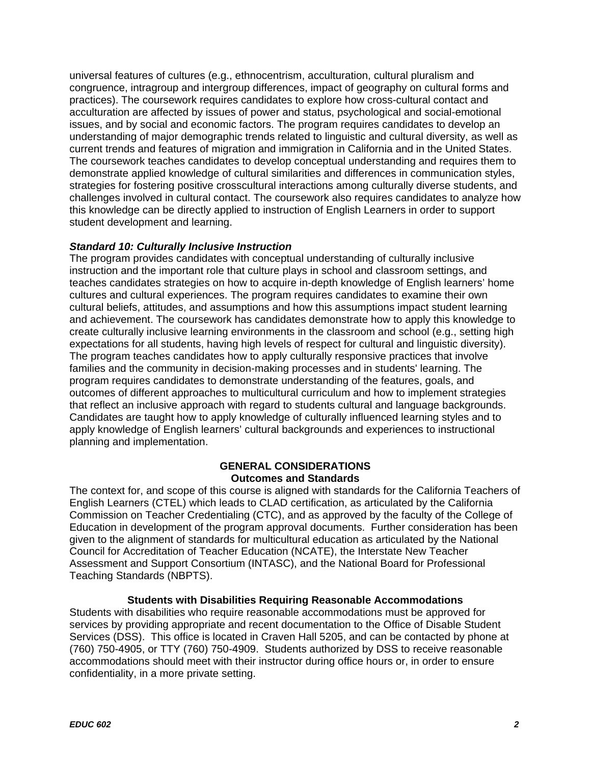universal features of cultures (e.g., ethnocentrism, acculturation, cultural pluralism and congruence, intragroup and intergroup differences, impact of geography on cultural forms and practices). The coursework requires candidates to explore how cross-cultural contact and acculturation are affected by issues of power and status, psychological and social-emotional issues, and by social and economic factors. The program requires candidates to develop an understanding of major demographic trends related to linguistic and cultural diversity, as well as current trends and features of migration and immigration in California and in the United States. The coursework teaches candidates to develop conceptual understanding and requires them to demonstrate applied knowledge of cultural similarities and differences in communication styles, strategies for fostering positive crosscultural interactions among culturally diverse students, and challenges involved in cultural contact. The coursework also requires candidates to analyze how this knowledge can be directly applied to instruction of English Learners in order to support student development and learning.

***Standard 10: Culturally Inclusive Instruction***

The program provides candidates with conceptual understanding of culturally inclusive instruction and the important role that culture plays in school and classroom settings, and teaches candidates strategies on how to acquire in-depth knowledge of English learners' home cultures and cultural experiences. The program requires candidates to examine their own cultural beliefs, attitudes, and assumptions and how this assumptions impact student learning and achievement. The coursework has candidates demonstrate how to apply this knowledge to create culturally inclusive learning environments in the classroom and school (e.g., setting high expectations for all students, having high levels of respect for cultural and linguistic diversity). The program teaches candidates how to apply culturally responsive practices that involve families and the community in decision-making processes and in students' learning. The program requires candidates to demonstrate understanding of the features, goals, and outcomes of different approaches to multicultural curriculum and how to implement strategies that reflect an inclusive approach with regard to students cultural and language backgrounds. Candidates are taught how to apply knowledge of culturally influenced learning styles and to apply knowledge of English learners' cultural backgrounds and experiences to instructional planning and implementation.

## GENERAL CONSIDERATIONS

### Outcomes and Standards

The context for, and scope of this course is aligned with standards for the California Teachers of English Learners (CTEL) which leads to CLAD certification, as articulated by the California Commission on Teacher Credentialing (CTC), and as approved by the faculty of the College of Education in development of the program approval documents. Further consideration has been given to the alignment of standards for multicultural education as articulated by the National Council for Accreditation of Teacher Education (NCATE), the Interstate New Teacher Assessment and Support Consortium (INTASC), and the National Board for Professional Teaching Standards (NBPTS).

### Students with Disabilities Requiring Reasonable Accommodations

Students with disabilities who require reasonable accommodations must be approved for services by providing appropriate and recent documentation to the Office of Disable Student Services (DSS). This office is located in Craven Hall 5205, and can be contacted by phone at (760) 750-4905, or TTY (760) 750-4909. Students authorized by DSS to receive reasonable accommodations should meet with their instructor during office hours or, in order to ensure confidentiality, in a more private setting.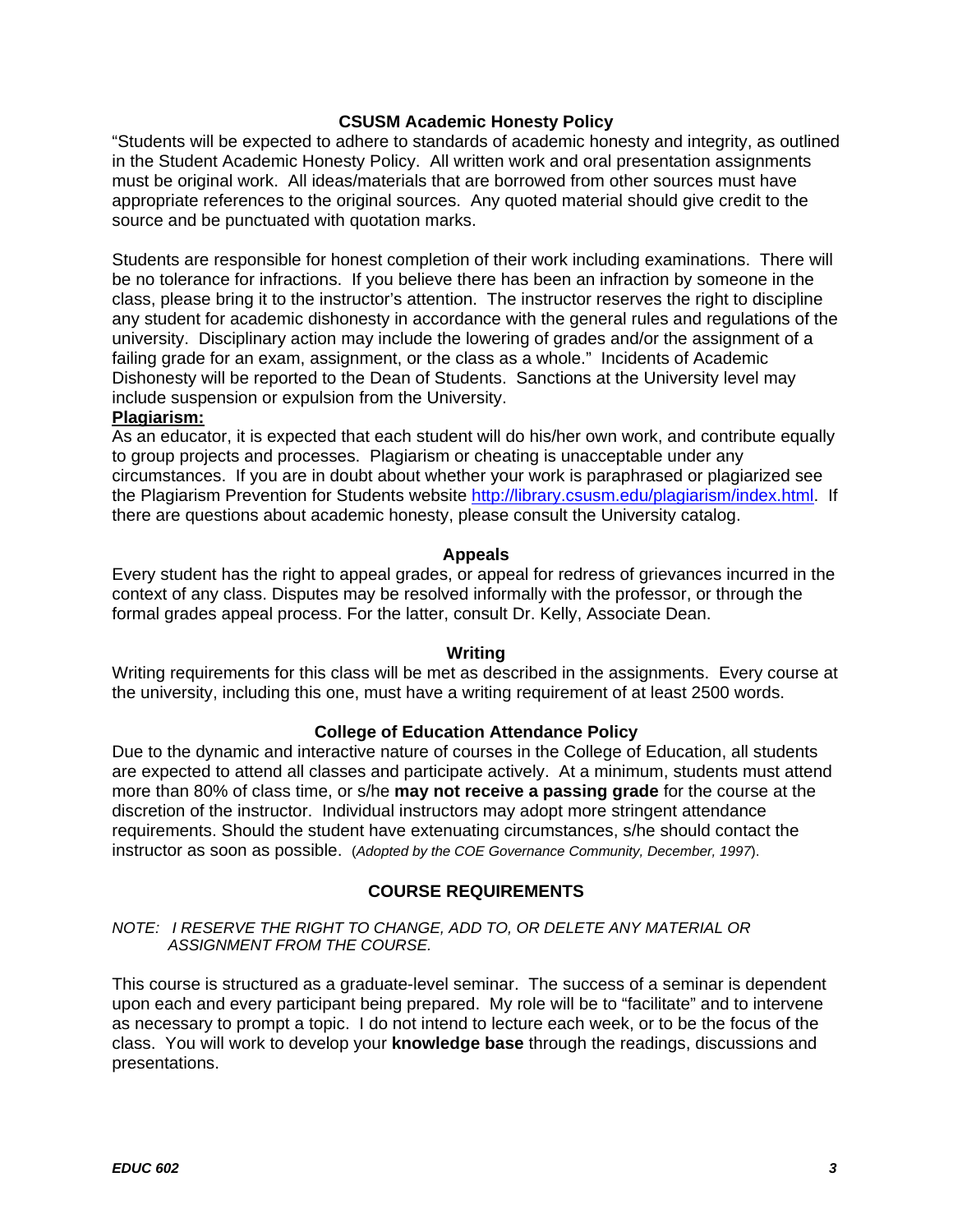## CSUSM Academic Honesty Policy

"Students will be expected to adhere to standards of academic honesty and integrity, as outlined in the Student Academic Honesty Policy. All written work and oral presentation assignments must be original work. All ideas/materials that are borrowed from other sources must have appropriate references to the original sources. Any quoted material should give credit to the source and be punctuated with quotation marks.

Students are responsible for honest completion of their work including examinations. There will be no tolerance for infractions. If you believe there has been an infraction by someone in the class, please bring it to the instructor's attention. The instructor reserves the right to discipline any student for academic dishonesty in accordance with the general rules and regulations of the university. Disciplinary action may include the lowering of grades and/or the assignment of a failing grade for an exam, assignment, or the class as a whole." Incidents of Academic Dishonesty will be reported to the Dean of Students. Sanctions at the University level may include suspension or expulsion from the University.

**Plagiarism:**

As an educator, it is expected that each student will do his/her own work, and contribute equally to group projects and processes. Plagiarism or cheating is unacceptable under any circumstances. If you are in doubt about whether your work is paraphrased or plagiarized see the Plagiarism Prevention for Students website http://library.csusm.edu/plagiarism/index.html. If there are questions about academic honesty, please consult the University catalog.

## Appeals

Every student has the right to appeal grades, or appeal for redress of grievances incurred in the context of any class. Disputes may be resolved informally with the professor, or through the formal grades appeal process. For the latter, consult Dr. Kelly, Associate Dean.

## Writing

Writing requirements for this class will be met as described in the assignments. Every course at the university, including this one, must have a writing requirement of at least 2500 words.

## College of Education Attendance Policy

Due to the dynamic and interactive nature of courses in the College of Education, all students are expected to attend all classes and participate actively. At a minimum, students must attend more than 80% of class time, or s/he **may not receive a passing grade** for the course at the discretion of the instructor. Individual instructors may adopt more stringent attendance requirements. Should the student have extenuating circumstances, s/he should contact the instructor as soon as possible. (*Adopted by the COE Governance Community, December, 1997*).

## COURSE REQUIREMENTS

*NOTE: I RESERVE THE RIGHT TO CHANGE, ADD TO, OR DELETE ANY MATERIAL OR ASSIGNMENT FROM THE COURSE.*

This course is structured as a graduate-level seminar. The success of a seminar is dependent upon each and every participant being prepared. My role will be to "facilitate" and to intervene as necessary to prompt a topic. I do not intend to lecture each week, or to be the focus of the class. You will work to develop your **knowledge base** through the readings, discussions and presentations.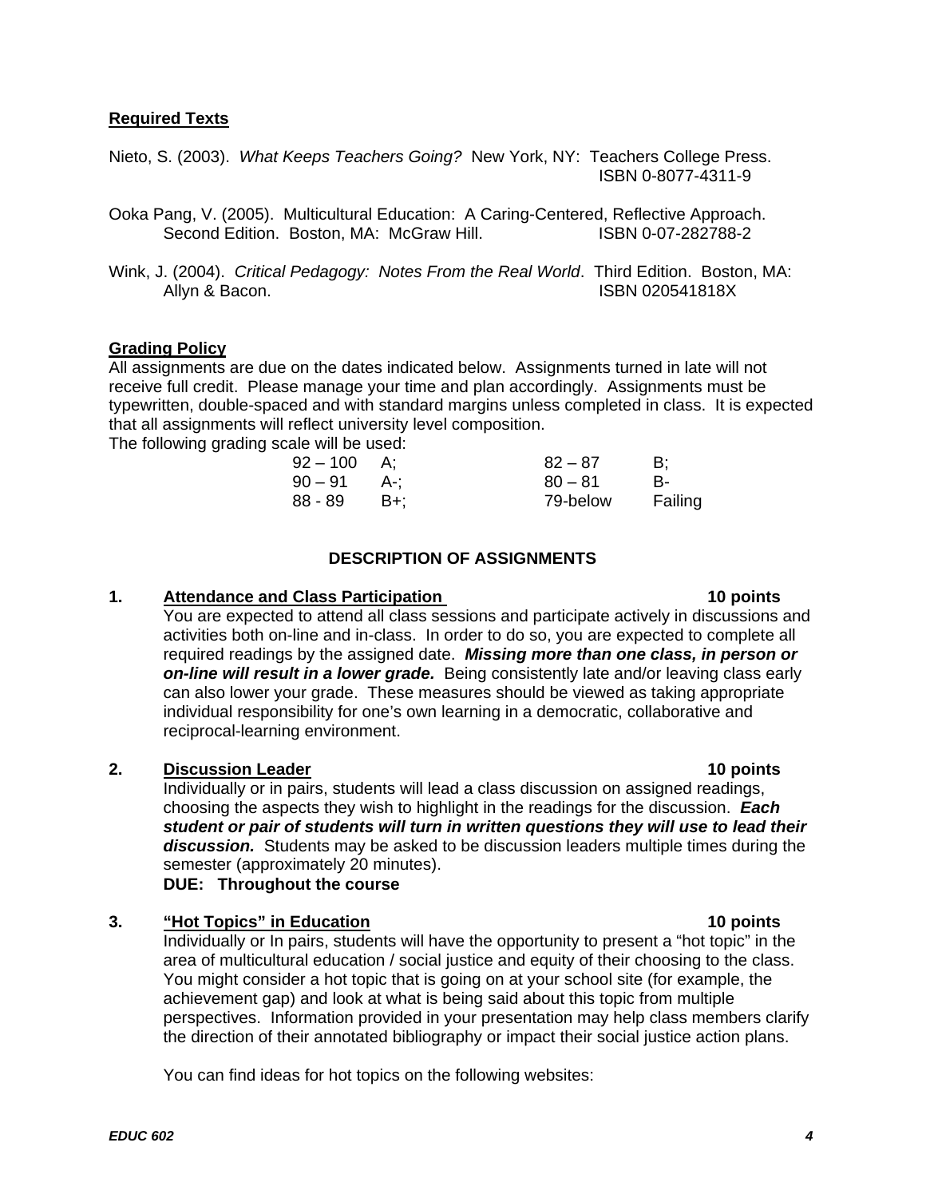**Required Texts**

Nieto, S. (2003). *What Keeps Teachers Going?* New York, NY: Teachers College Press. ISBN 0-8077-4311-9

Ooka Pang, V. (2005). Multicultural Education: A Caring-Centered, Reflective Approach. Second Edition. Boston, MA: McGraw Hill. ISBN 0-07-282788-2

Wink, J. (2004). *Critical Pedagogy: Notes From the Real World*. Third Edition. Boston, MA: Allyn & Bacon. ISBN 020541818X

**Grading Policy**

All assignments are due on the dates indicated below. Assignments turned in late will not receive full credit. Please manage your time and plan accordingly. Assignments must be typewritten, double-spaced and with standard margins unless completed in class. It is expected that all assignments will reflect university level composition.

The following grading scale will be used:

| | | | |
|---|---|---|---|
| 92 – 100 | A; | 82 – 87 | B; |
| 90 – 91 | A-; | 80 – 81 | B- |
| 88 - 89 | B+; | 79-below | Failing |

**DESCRIPTION OF ASSIGNMENTS**

**1. Attendance and Class Participation — 10 points**

You are expected to attend all class sessions and participate actively in discussions and activities both on-line and in-class. In order to do so, you are expected to complete all required readings by the assigned date. ***Missing more than one class, in person or on-line will result in a lower grade.*** Being consistently late and/or leaving class early can also lower your grade. These measures should be viewed as taking appropriate individual responsibility for one's own learning in a democratic, collaborative and reciprocal-learning environment.

**2. Discussion Leader — 10 points**

Individually or in pairs, students will lead a class discussion on assigned readings, choosing the aspects they wish to highlight in the readings for the discussion. ***Each student or pair of students will turn in written questions they will use to lead their discussion.*** Students may be asked to be discussion leaders multiple times during the semester (approximately 20 minutes).

**DUE: Throughout the course**

**3. "Hot Topics" in Education — 10 points**

Individually or In pairs, students will have the opportunity to present a "hot topic" in the area of multicultural education / social justice and equity of their choosing to the class. You might consider a hot topic that is going on at your school site (for example, the achievement gap) and look at what is being said about this topic from multiple perspectives. Information provided in your presentation may help class members clarify the direction of their annotated bibliography or impact their social justice action plans.

You can find ideas for hot topics on the following websites: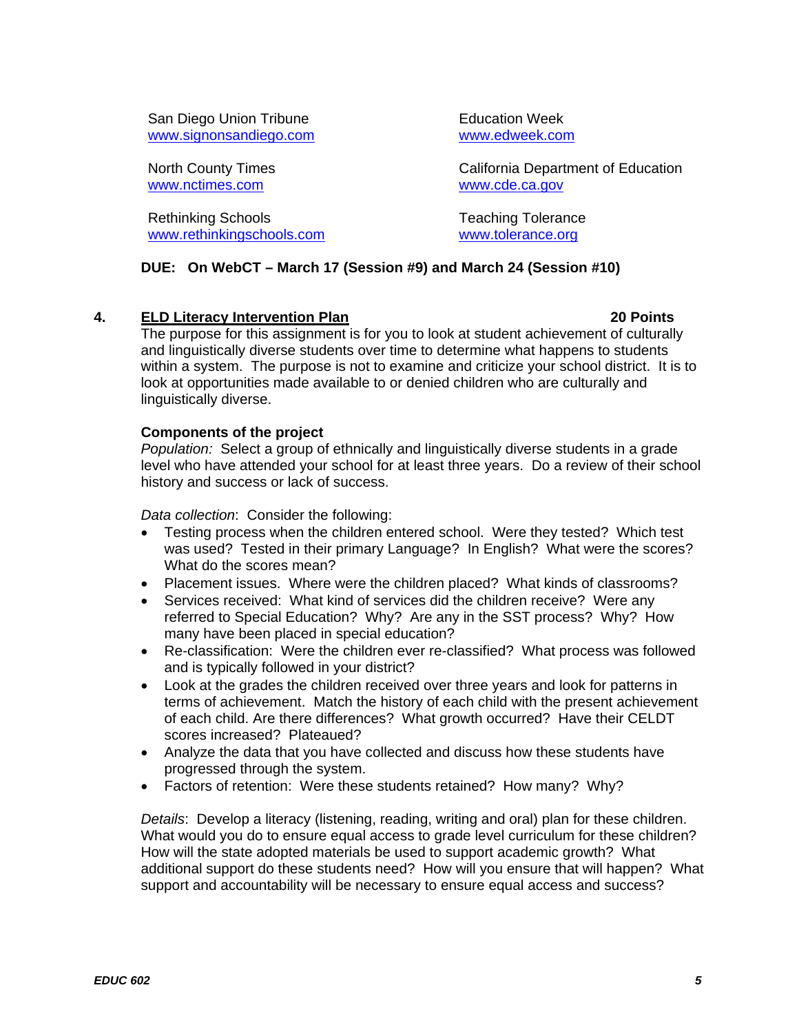San Diego Union Tribune
www.signonsandiego.com

Education Week
www.edweek.com

North County Times
www.nctimes.com

California Department of Education
www.cde.ca.gov

Rethinking Schools
www.rethinkingschools.com

Teaching Tolerance
www.tolerance.org

**DUE: On WebCT – March 17 (Session #9) and March 24 (Session #10)**

**4. ELD Literacy Intervention Plan** **20 Points**

The purpose for this assignment is for you to look at student achievement of culturally and linguistically diverse students over time to determine what happens to students within a system. The purpose is not to examine and criticize your school district. It is to look at opportunities made available to or denied children who are culturally and linguistically diverse.

**Components of the project**

*Population:* Select a group of ethnically and linguistically diverse students in a grade level who have attended your school for at least three years. Do a review of their school history and success or lack of success.

*Data collection*: Consider the following:

- Testing process when the children entered school. Were they tested? Which test was used? Tested in their primary Language? In English? What were the scores? What do the scores mean?
- Placement issues. Where were the children placed? What kinds of classrooms?
- Services received: What kind of services did the children receive? Were any referred to Special Education? Why? Are any in the SST process? Why? How many have been placed in special education?
- Re-classification: Were the children ever re-classified? What process was followed and is typically followed in your district?
- Look at the grades the children received over three years and look for patterns in terms of achievement. Match the history of each child with the present achievement of each child. Are there differences? What growth occurred? Have their CELDT scores increased? Plateaued?
- Analyze the data that you have collected and discuss how these students have progressed through the system.
- Factors of retention: Were these students retained? How many? Why?

*Details*: Develop a literacy (listening, reading, writing and oral) plan for these children. What would you do to ensure equal access to grade level curriculum for these children? How will the state adopted materials be used to support academic growth? What additional support do these students need? How will you ensure that will happen? What support and accountability will be necessary to ensure equal access and success?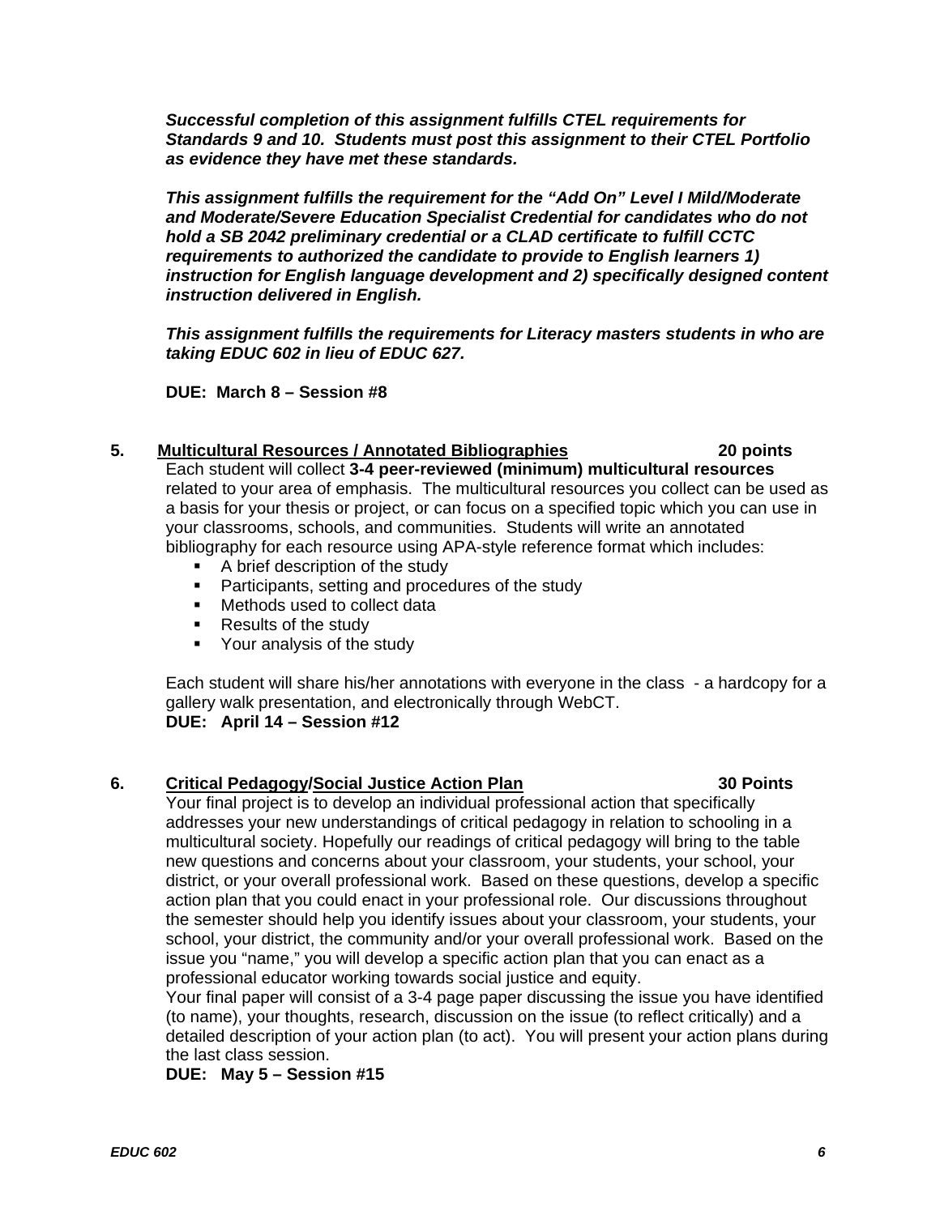***Successful completion of this assignment fulfills CTEL requirements for Standards 9 and 10. Students must post this assignment to their CTEL Portfolio as evidence they have met these standards.***

***This assignment fulfills the requirement for the "Add On" Level I Mild/Moderate and Moderate/Severe Education Specialist Credential for candidates who do not hold a SB 2042 preliminary credential or a CLAD certificate to fulfill CCTC requirements to authorized the candidate to provide to English learners 1) instruction for English language development and 2) specifically designed content instruction delivered in English.***

***This assignment fulfills the requirements for Literacy masters students in who are taking EDUC 602 in lieu of EDUC 627.***

**DUE: March 8 – Session #8**

**5. Multicultural Resources / Annotated Bibliographies — 20 points**

Each student will collect **3-4 peer-reviewed (minimum) multicultural resources** related to your area of emphasis. The multicultural resources you collect can be used as a basis for your thesis or project, or can focus on a specified topic which you can use in your classrooms, schools, and communities. Students will write an annotated bibliography for each resource using APA-style reference format which includes:

- A brief description of the study
- Participants, setting and procedures of the study
- Methods used to collect data
- Results of the study
- Your analysis of the study

Each student will share his/her annotations with everyone in the class - a hardcopy for a gallery walk presentation, and electronically through WebCT.
**DUE: April 14 – Session #12**

**6. Critical Pedagogy/Social Justice Action Plan — 30 Points**

Your final project is to develop an individual professional action that specifically addresses your new understandings of critical pedagogy in relation to schooling in a multicultural society. Hopefully our readings of critical pedagogy will bring to the table new questions and concerns about your classroom, your students, your school, your district, or your overall professional work. Based on these questions, develop a specific action plan that you could enact in your professional role. Our discussions throughout the semester should help you identify issues about your classroom, your students, your school, your district, the community and/or your overall professional work. Based on the issue you "name," you will develop a specific action plan that you can enact as a professional educator working towards social justice and equity.
Your final paper will consist of a 3-4 page paper discussing the issue you have identified (to name), your thoughts, research, discussion on the issue (to reflect critically) and a detailed description of your action plan (to act). You will present your action plans during the last class session.
**DUE: May 5 – Session #15**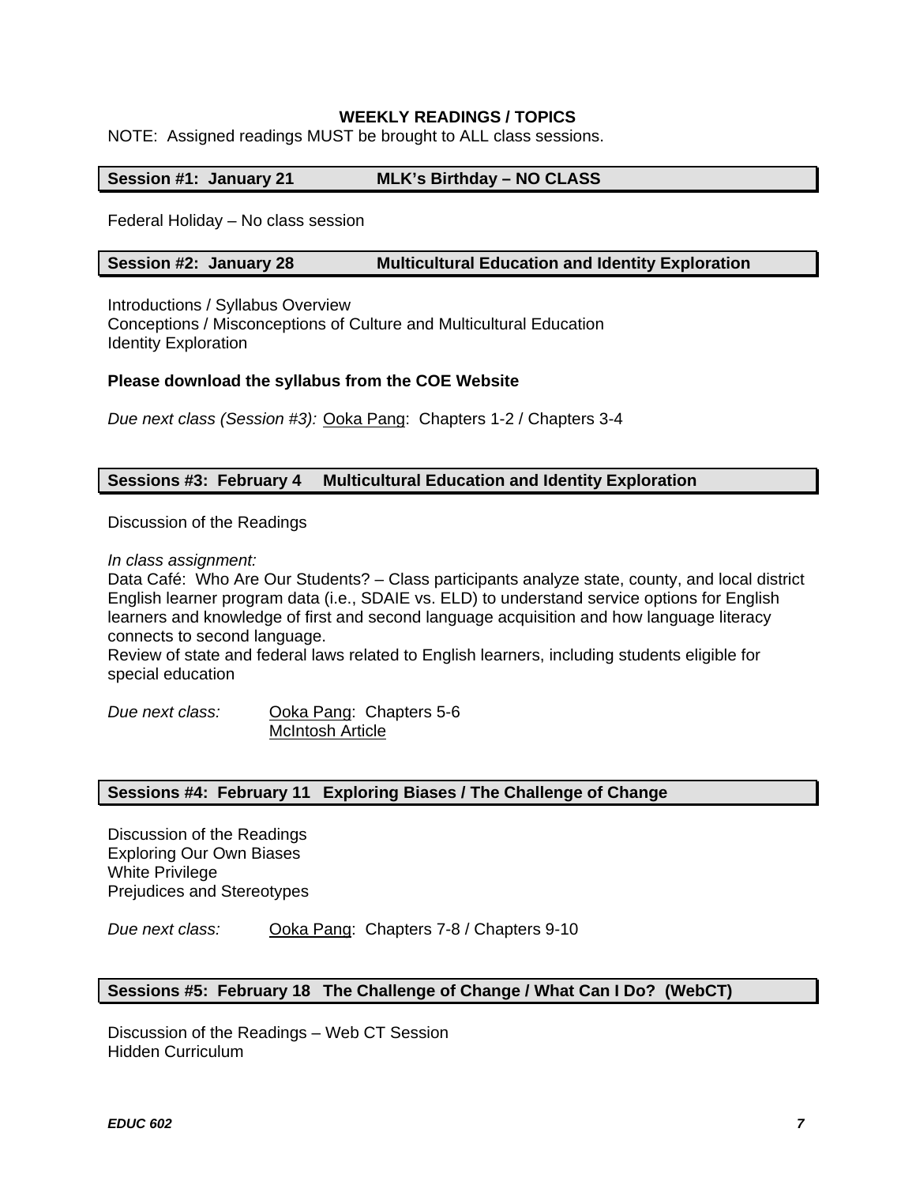## WEEKLY READINGS / TOPICS

NOTE: Assigned readings MUST be brought to ALL class sessions.

### Session #1: January 21 — MLK's Birthday – NO CLASS

Federal Holiday – No class session

### Session #2: January 28 — Multicultural Education and Identity Exploration

Introductions / Syllabus Overview
Conceptions / Misconceptions of Culture and Multicultural Education
Identity Exploration

**Please download the syllabus from the COE Website**

*Due next class (Session #3):* Ooka Pang: Chapters 1-2 / Chapters 3-4

### Sessions #3: February 4 — Multicultural Education and Identity Exploration

Discussion of the Readings

*In class assignment:*
Data Café: Who Are Our Students? – Class participants analyze state, county, and local district English learner program data (i.e., SDAIE vs. ELD) to understand service options for English learners and knowledge of first and second language acquisition and how language literacy connects to second language.
Review of state and federal laws related to English learners, including students eligible for special education

*Due next class:* Ooka Pang: Chapters 5-6
McIntosh Article

### Sessions #4: February 11 — Exploring Biases / The Challenge of Change

Discussion of the Readings
Exploring Our Own Biases
White Privilege
Prejudices and Stereotypes

*Due next class:* Ooka Pang: Chapters 7-8 / Chapters 9-10

### Sessions #5: February 18 — The Challenge of Change / What Can I Do? (WebCT)

Discussion of the Readings – Web CT Session
Hidden Curriculum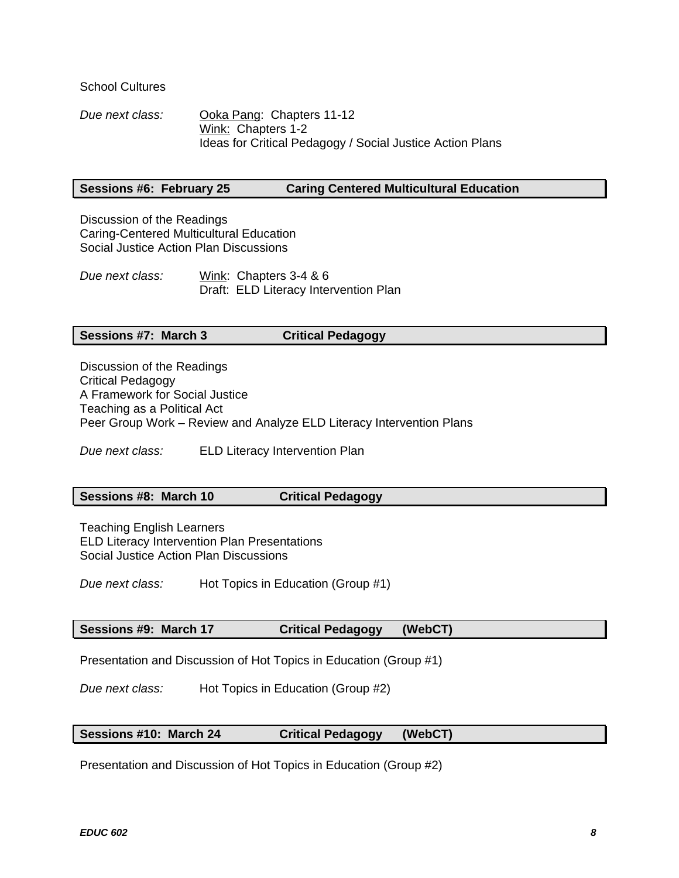School Cultures

*Due next class:* Ooka Pang: Chapters 11-12
Wink: Chapters 1-2
Ideas for Critical Pedagogy / Social Justice Action Plans

**Sessions #6: February 25 Caring Centered Multicultural Education**

Discussion of the Readings
Caring-Centered Multicultural Education
Social Justice Action Plan Discussions

*Due next class:* Wink: Chapters 3-4 & 6
Draft: ELD Literacy Intervention Plan

**Sessions #7: March 3 Critical Pedagogy**

Discussion of the Readings
Critical Pedagogy
A Framework for Social Justice
Teaching as a Political Act
Peer Group Work – Review and Analyze ELD Literacy Intervention Plans

*Due next class:* ELD Literacy Intervention Plan

**Sessions #8: March 10 Critical Pedagogy**

Teaching English Learners
ELD Literacy Intervention Plan Presentations
Social Justice Action Plan Discussions

*Due next class:* Hot Topics in Education (Group #1)

**Sessions #9: March 17 Critical Pedagogy (WebCT)**

Presentation and Discussion of Hot Topics in Education (Group #1)

*Due next class:* Hot Topics in Education (Group #2)

**Sessions #10: March 24 Critical Pedagogy (WebCT)**

Presentation and Discussion of Hot Topics in Education (Group #2)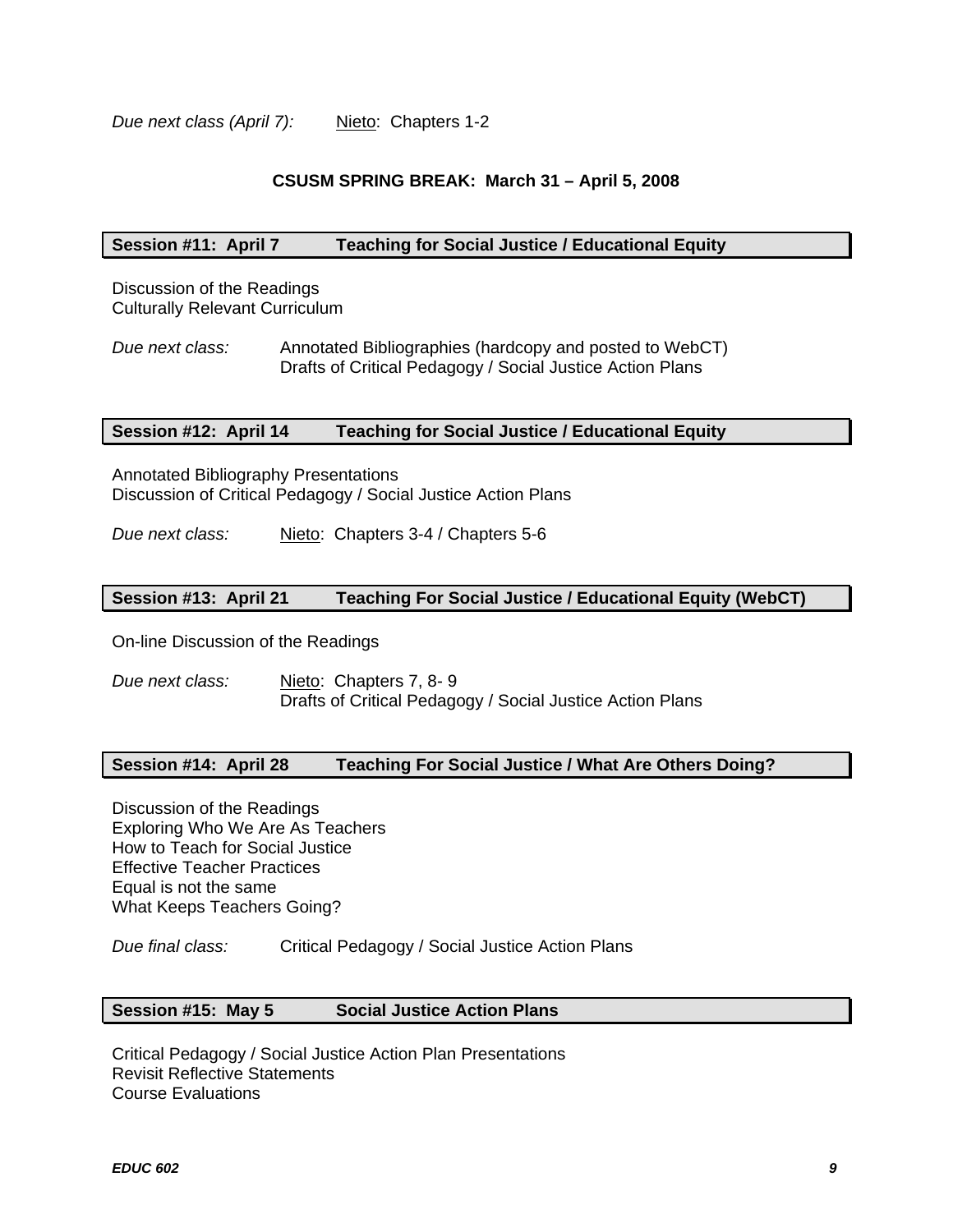*Due next class (April 7):* Nieto: Chapters 1-2

**CSUSM SPRING BREAK: March 31 – April 5, 2008**

### Session #11: April 7 — Teaching for Social Justice / Educational Equity

Discussion of the Readings
Culturally Relevant Curriculum

*Due next class:* Annotated Bibliographies (hardcopy and posted to WebCT)
Drafts of Critical Pedagogy / Social Justice Action Plans

### Session #12: April 14 — Teaching for Social Justice / Educational Equity

Annotated Bibliography Presentations
Discussion of Critical Pedagogy / Social Justice Action Plans

*Due next class:* Nieto: Chapters 3-4 / Chapters 5-6

### Session #13: April 21 — Teaching For Social Justice / Educational Equity (WebCT)

On-line Discussion of the Readings

*Due next class:* Nieto: Chapters 7, 8- 9
Drafts of Critical Pedagogy / Social Justice Action Plans

### Session #14: April 28 — Teaching For Social Justice / What Are Others Doing?

Discussion of the Readings
Exploring Who We Are As Teachers
How to Teach for Social Justice
Effective Teacher Practices
Equal is not the same
What Keeps Teachers Going?

*Due final class:* Critical Pedagogy / Social Justice Action Plans

### Session #15: May 5 — Social Justice Action Plans

Critical Pedagogy / Social Justice Action Plan Presentations
Revisit Reflective Statements
Course Evaluations